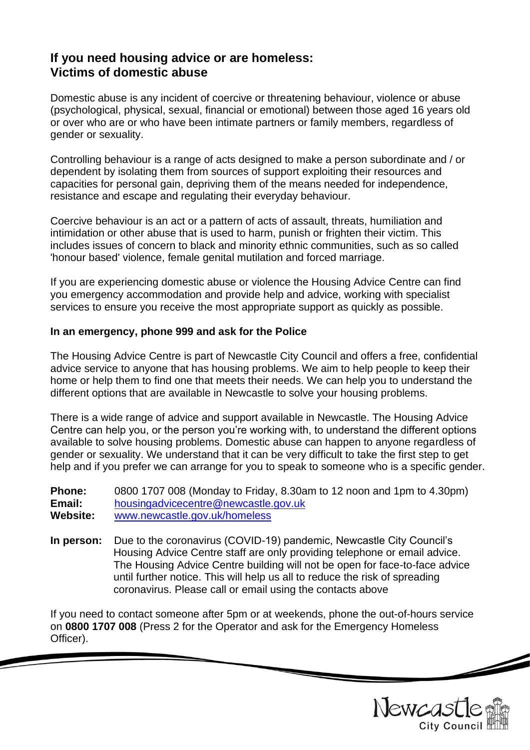## If you need housing advice or are homeless: Victims of domestic abuse

Domestic abuse is any incident of coercive or threatening behaviour, violence or abuse (psychological, physical, sexual, financial or emotional) between those aged 16 years old or over who are or who have been intimate partners or family members, regardless of gender or sexuality.

Controlling behaviour is a range of acts designed to make a person subordinate and / or dependent by isolating them from sources of support exploiting their resources and capacities for personal gain, depriving them of the means needed for independence, resistance and escape and regulating their everyday behaviour.

Coercive behaviour is an act or a pattern of acts of assault, threats, humiliation and intimidation or other abuse that is used to harm, punish or frighten their victim. This includes issues of concern to black and minority ethnic communities, such as so called 'honour based' violence, female genital mutilation and forced marriage.

If you are experiencing domestic abuse or violence the Housing Advice Centre can find you emergency accommodation and provide help and advice, working with specialist services to ensure you receive the most appropriate support as quickly as possible.

**In an emergency, phone 999 and ask for the Police**

The Housing Advice Centre is part of Newcastle City Council and offers a free, confidential advice service to anyone that has housing problems. We aim to help people to keep their home or help them to find one that meets their needs. We can help you to understand the different options that are available in Newcastle to solve your housing problems.

There is a wide range of advice and support available in Newcastle. The Housing Advice Centre can help you, or the person you're working with, to understand the different options available to solve housing problems. Domestic abuse can happen to anyone regardless of gender or sexuality. We understand that it can be very difficult to take the first step to get help and if you prefer we can arrange for you to speak to someone who is a specific gender.

**Phone:** 0800 1707 008 (Monday to Friday, 8.30am to 12 noon and 1pm to 4.30pm)
**Email:** housingadvicecentre@newcastle.gov.uk
**Website:** www.newcastle.gov.uk/homeless

**In person:** Due to the coronavirus (COVID-19) pandemic, Newcastle City Council's Housing Advice Centre staff are only providing telephone or email advice. The Housing Advice Centre building will not be open for face-to-face advice until further notice. This will help us all to reduce the risk of spreading coronavirus. Please call or email using the contacts above

If you need to contact someone after 5pm or at weekends, phone the out-of-hours service on **0800 1707 008** (Press 2 for the Operator and ask for the Emergency Homeless Officer).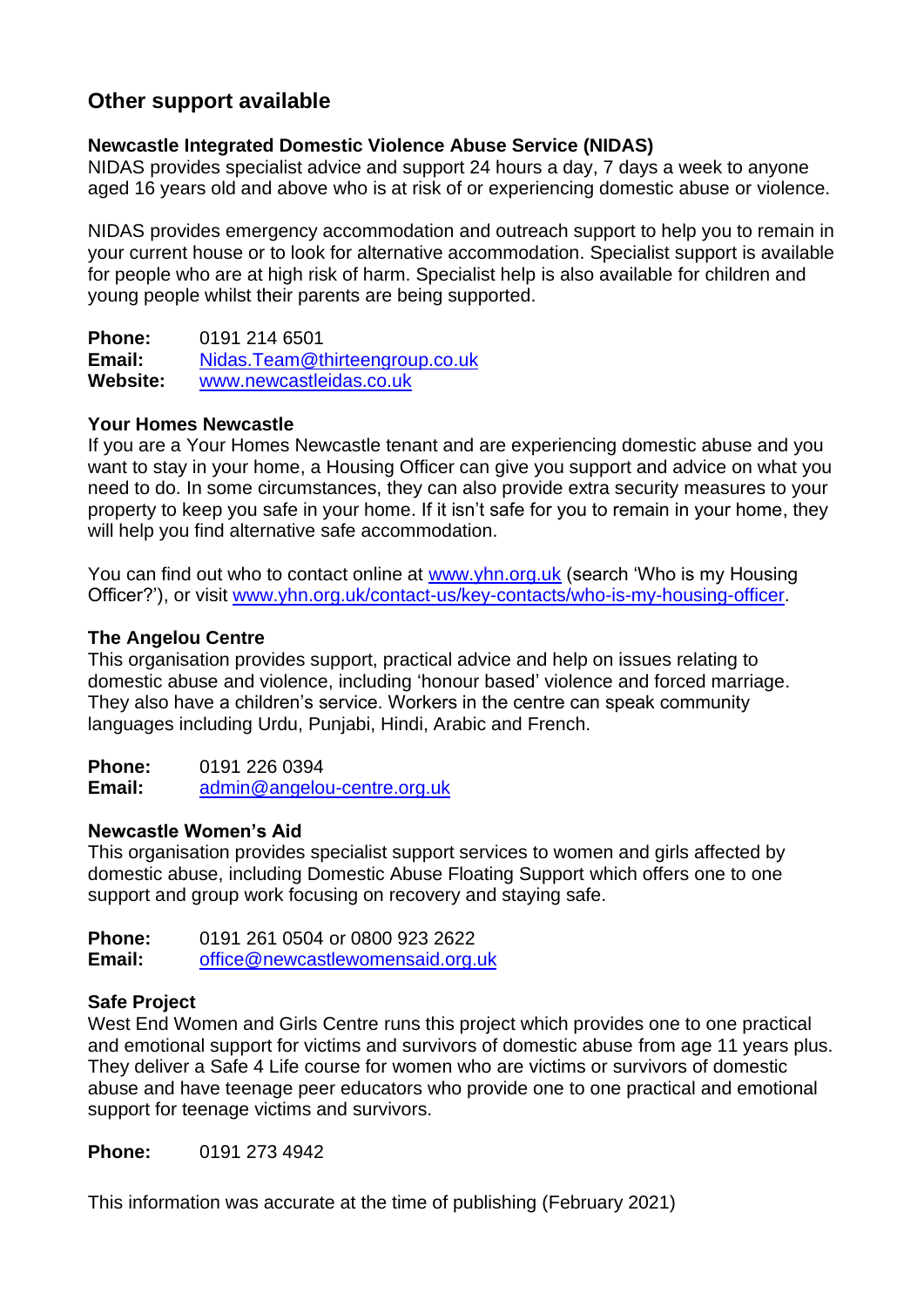## Other support available

### Newcastle Integrated Domestic Violence Abuse Service (NIDAS)

NIDAS provides specialist advice and support 24 hours a day, 7 days a week to anyone aged 16 years old and above who is at risk of or experiencing domestic abuse or violence.

NIDAS provides emergency accommodation and outreach support to help you to remain in your current house or to look for alternative accommodation. Specialist support is available for people who are at high risk of harm. Specialist help is also available for children and young people whilst their parents are being supported.

**Phone:** 0191 214 6501
**Email:** Nidas.Team@thirteengroup.co.uk
**Website:** www.newcastleidas.co.uk

### Your Homes Newcastle

If you are a Your Homes Newcastle tenant and are experiencing domestic abuse and you want to stay in your home, a Housing Officer can give you support and advice on what you need to do. In some circumstances, they can also provide extra security measures to your property to keep you safe in your home. If it isn't safe for you to remain in your home, they will help you find alternative safe accommodation.

You can find out who to contact online at www.yhn.org.uk (search 'Who is my Housing Officer?'), or visit www.yhn.org.uk/contact-us/key-contacts/who-is-my-housing-officer.

### The Angelou Centre

This organisation provides support, practical advice and help on issues relating to domestic abuse and violence, including 'honour based' violence and forced marriage. They also have a children's service. Workers in the centre can speak community languages including Urdu, Punjabi, Hindi, Arabic and French.

**Phone:** 0191 226 0394
**Email:** admin@angelou-centre.org.uk

### Newcastle Women's Aid

This organisation provides specialist support services to women and girls affected by domestic abuse, including Domestic Abuse Floating Support which offers one to one support and group work focusing on recovery and staying safe.

**Phone:** 0191 261 0504 or 0800 923 2622
**Email:** office@newcastlewomensaid.org.uk

### Safe Project

West End Women and Girls Centre runs this project which provides one to one practical and emotional support for victims and survivors of domestic abuse from age 11 years plus. They deliver a Safe 4 Life course for women who are victims or survivors of domestic abuse and have teenage peer educators who provide one to one practical and emotional support for teenage victims and survivors.

**Phone:** 0191 273 4942

This information was accurate at the time of publishing (February 2021)